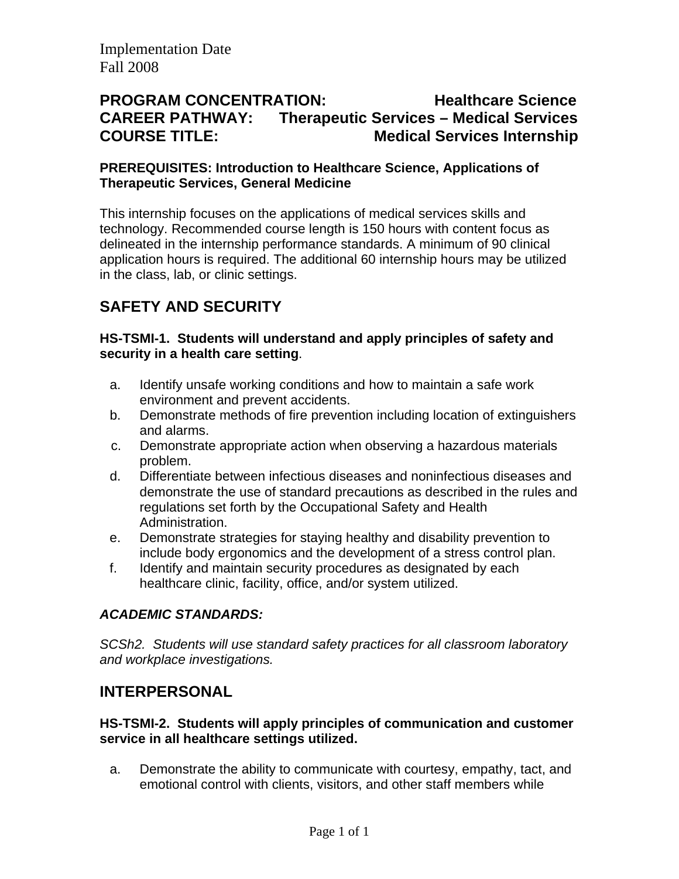Implementation Date
Fall 2008

**PROGRAM CONCENTRATION: Healthcare Science**
**CAREER PATHWAY: Therapeutic Services – Medical Services**
**COURSE TITLE: Medical Services Internship**

**PREREQUISITES: Introduction to Healthcare Science, Applications of Therapeutic Services, General Medicine**

This internship focuses on the applications of medical services skills and technology. Recommended course length is 150 hours with content focus as delineated in the internship performance standards. A minimum of 90 clinical application hours is required. The additional 60 internship hours may be utilized in the class, lab, or clinic settings.

## SAFETY AND SECURITY

**HS-TSMI-1. Students will understand and apply principles of safety and security in a health care setting**.

a. Identify unsafe working conditions and how to maintain a safe work environment and prevent accidents.
b. Demonstrate methods of fire prevention including location of extinguishers and alarms.
c. Demonstrate appropriate action when observing a hazardous materials problem.
d. Differentiate between infectious diseases and noninfectious diseases and demonstrate the use of standard precautions as described in the rules and regulations set forth by the Occupational Safety and Health Administration.
e. Demonstrate strategies for staying healthy and disability prevention to include body ergonomics and the development of a stress control plan.
f. Identify and maintain security procedures as designated by each healthcare clinic, facility, office, and/or system utilized.

***ACADEMIC STANDARDS:***

*SCSh2. Students will use standard safety practices for all classroom laboratory and workplace investigations.*

## INTERPERSONAL

**HS-TSMI-2. Students will apply principles of communication and customer service in all healthcare settings utilized.**

a. Demonstrate the ability to communicate with courtesy, empathy, tact, and emotional control with clients, visitors, and other staff members while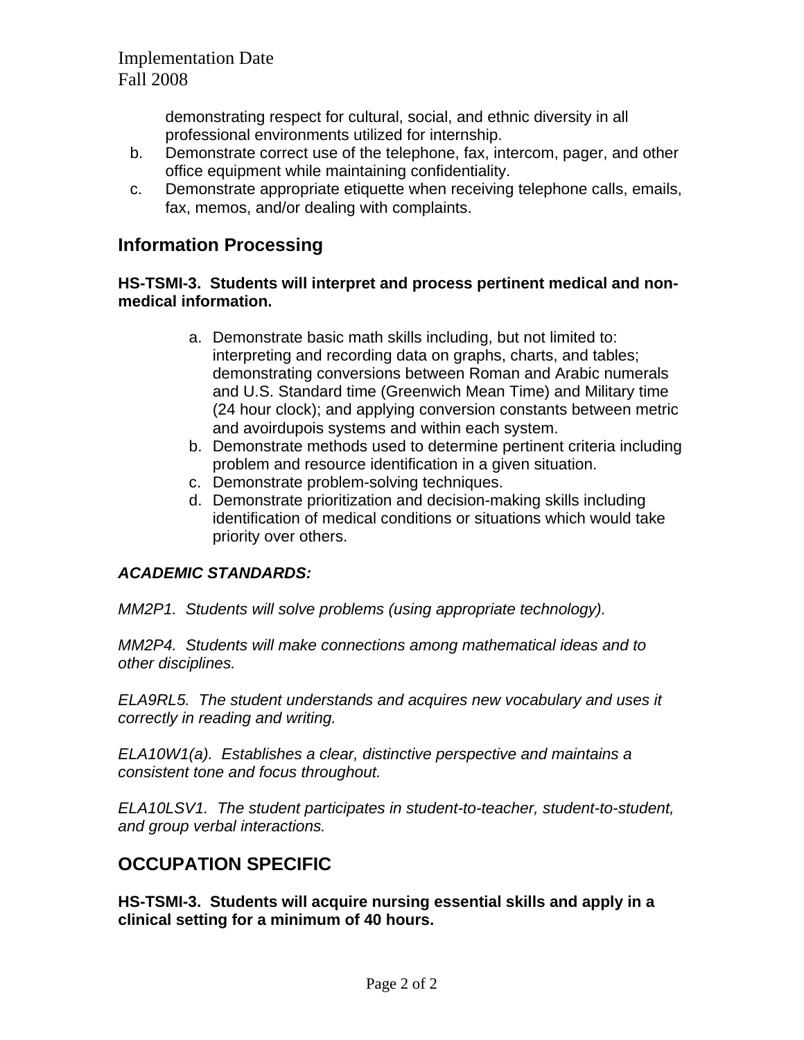demonstrating respect for cultural, social, and ethnic diversity in all professional environments utilized for internship.

b. Demonstrate correct use of the telephone, fax, intercom, pager, and other office equipment while maintaining confidentiality.
c. Demonstrate appropriate etiquette when receiving telephone calls, emails, fax, memos, and/or dealing with complaints.

## Information Processing

**HS-TSMI-3. Students will interpret and process pertinent medical and non-medical information.**

a. Demonstrate basic math skills including, but not limited to: interpreting and recording data on graphs, charts, and tables; demonstrating conversions between Roman and Arabic numerals and U.S. Standard time (Greenwich Mean Time) and Military time (24 hour clock); and applying conversion constants between metric and avoirdupois systems and within each system.
b. Demonstrate methods used to determine pertinent criteria including problem and resource identification in a given situation.
c. Demonstrate problem-solving techniques.
d. Demonstrate prioritization and decision-making skills including identification of medical conditions or situations which would take priority over others.

***ACADEMIC STANDARDS:***

*MM2P1. Students will solve problems (using appropriate technology).*

*MM2P4. Students will make connections among mathematical ideas and to other disciplines.*

*ELA9RL5. The student understands and acquires new vocabulary and uses it correctly in reading and writing.*

*ELA10W1(a). Establishes a clear, distinctive perspective and maintains a consistent tone and focus throughout.*

*ELA10LSV1. The student participates in student-to-teacher, student-to-student, and group verbal interactions.*

## OCCUPATION SPECIFIC

**HS-TSMI-3. Students will acquire nursing essential skills and apply in a clinical setting for a minimum of 40 hours.**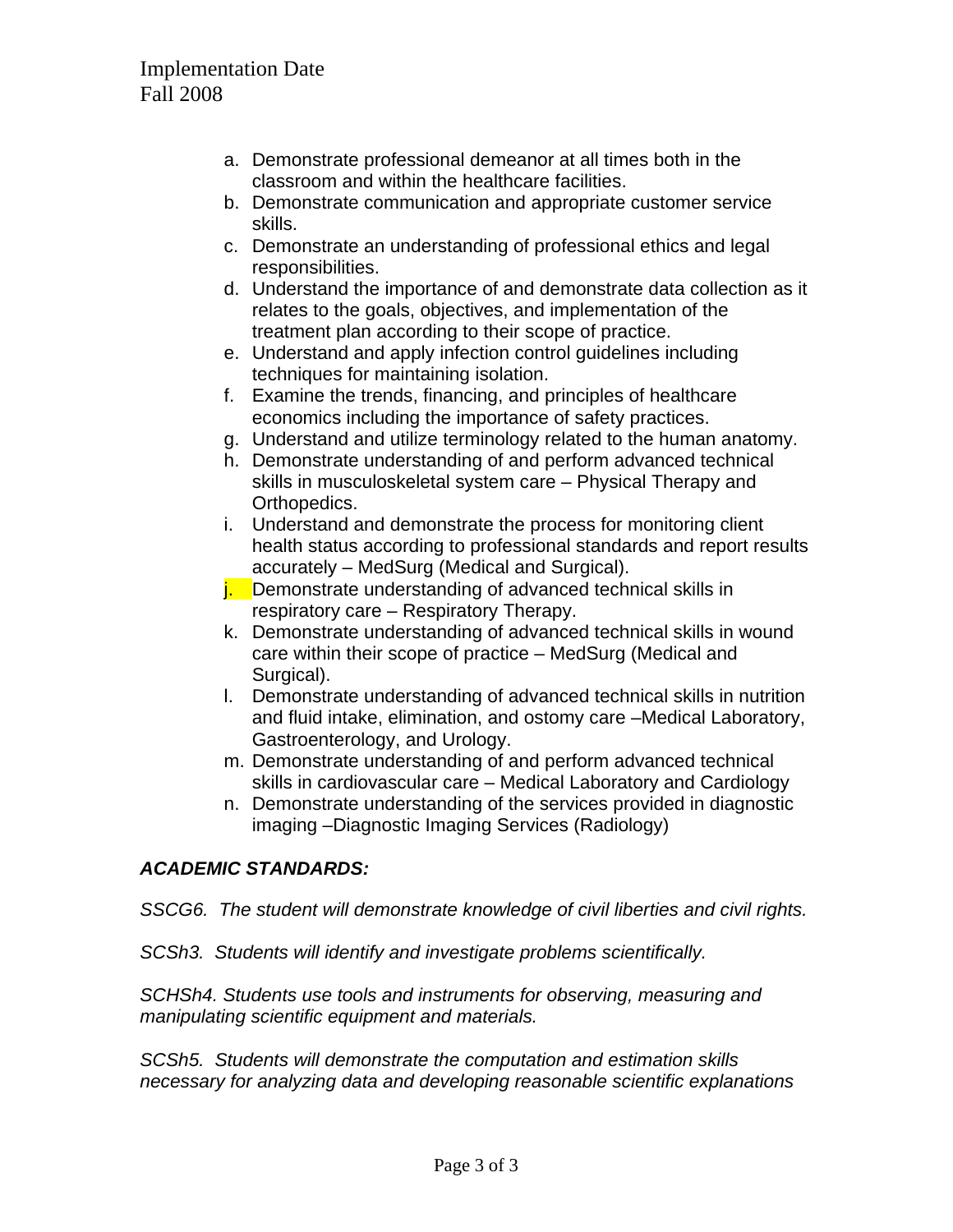Implementation Date
Fall 2008

a. Demonstrate professional demeanor at all times both in the classroom and within the healthcare facilities.
b. Demonstrate communication and appropriate customer service skills.
c. Demonstrate an understanding of professional ethics and legal responsibilities.
d. Understand the importance of and demonstrate data collection as it relates to the goals, objectives, and implementation of the treatment plan according to their scope of practice.
e. Understand and apply infection control guidelines including techniques for maintaining isolation.
f. Examine the trends, financing, and principles of healthcare economics including the importance of safety practices.
g. Understand and utilize terminology related to the human anatomy.
h. Demonstrate understanding of and perform advanced technical skills in musculoskeletal system care – Physical Therapy and Orthopedics.
i. Understand and demonstrate the process for monitoring client health status according to professional standards and report results accurately – MedSurg (Medical and Surgical).
j. Demonstrate understanding of advanced technical skills in respiratory care – Respiratory Therapy.
k. Demonstrate understanding of advanced technical skills in wound care within their scope of practice – MedSurg (Medical and Surgical).
l. Demonstrate understanding of advanced technical skills in nutrition and fluid intake, elimination, and ostomy care –Medical Laboratory, Gastroenterology, and Urology.
m. Demonstrate understanding of and perform advanced technical skills in cardiovascular care – Medical Laboratory and Cardiology
n. Demonstrate understanding of the services provided in diagnostic imaging –Diagnostic Imaging Services (Radiology)

***ACADEMIC STANDARDS:***

*SSCG6. The student will demonstrate knowledge of civil liberties and civil rights.*

*SCSh3. Students will identify and investigate problems scientifically.*

*SCHSh4. Students use tools and instruments for observing, measuring and manipulating scientific equipment and materials.*

*SCSh5. Students will demonstrate the computation and estimation skills necessary for analyzing data and developing reasonable scientific explanations*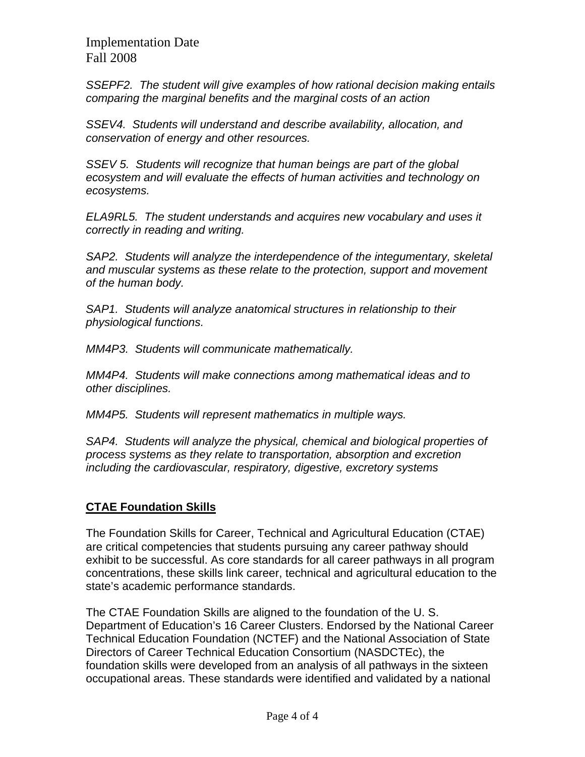Implementation Date
Fall 2008

*SSEPF2. The student will give examples of how rational decision making entails comparing the marginal benefits and the marginal costs of an action*

*SSEV4. Students will understand and describe availability, allocation, and conservation of energy and other resources.*

*SSEV 5. Students will recognize that human beings are part of the global ecosystem and will evaluate the effects of human activities and technology on ecosystems.*

*ELA9RL5. The student understands and acquires new vocabulary and uses it correctly in reading and writing.*

*SAP2. Students will analyze the interdependence of the integumentary, skeletal and muscular systems as these relate to the protection, support and movement of the human body.*

*SAP1. Students will analyze anatomical structures in relationship to their physiological functions.*

*MM4P3. Students will communicate mathematically.*

*MM4P4. Students will make connections among mathematical ideas and to other disciplines.*

*MM4P5. Students will represent mathematics in multiple ways.*

*SAP4. Students will analyze the physical, chemical and biological properties of process systems as they relate to transportation, absorption and excretion including the cardiovascular, respiratory, digestive, excretory systems*

## CTAE Foundation Skills

The Foundation Skills for Career, Technical and Agricultural Education (CTAE) are critical competencies that students pursuing any career pathway should exhibit to be successful. As core standards for all career pathways in all program concentrations, these skills link career, technical and agricultural education to the state's academic performance standards.

The CTAE Foundation Skills are aligned to the foundation of the U. S. Department of Education's 16 Career Clusters. Endorsed by the National Career Technical Education Foundation (NCTEF) and the National Association of State Directors of Career Technical Education Consortium (NASDCTEc), the foundation skills were developed from an analysis of all pathways in the sixteen occupational areas. These standards were identified and validated by a national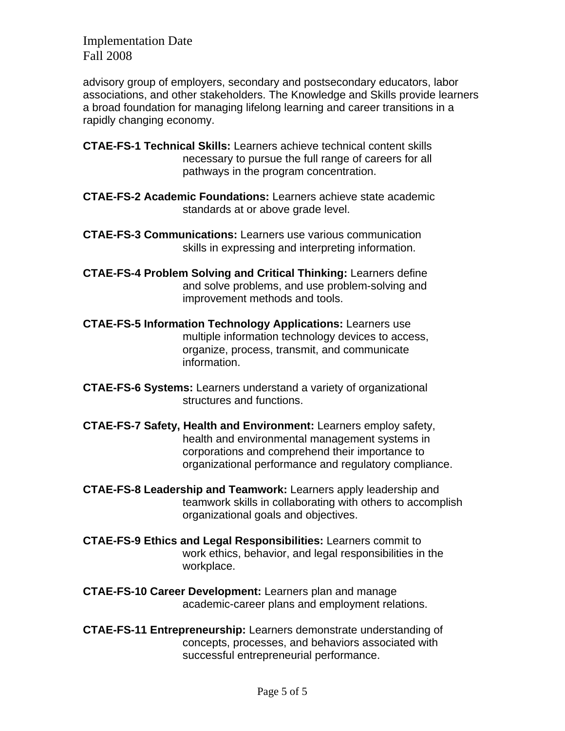advisory group of employers, secondary and postsecondary educators, labor associations, and other stakeholders. The Knowledge and Skills provide learners a broad foundation for managing lifelong learning and career transitions in a rapidly changing economy.

**CTAE-FS-1 Technical Skills:** Learners achieve technical content skills necessary to pursue the full range of careers for all pathways in the program concentration.

**CTAE-FS-2 Academic Foundations:** Learners achieve state academic standards at or above grade level.

**CTAE-FS-3 Communications:** Learners use various communication skills in expressing and interpreting information.

**CTAE-FS-4 Problem Solving and Critical Thinking:** Learners define and solve problems, and use problem-solving and improvement methods and tools.

**CTAE-FS-5 Information Technology Applications:** Learners use multiple information technology devices to access, organize, process, transmit, and communicate information.

**CTAE-FS-6 Systems:** Learners understand a variety of organizational structures and functions.

**CTAE-FS-7 Safety, Health and Environment:** Learners employ safety, health and environmental management systems in corporations and comprehend their importance to organizational performance and regulatory compliance.

**CTAE-FS-8 Leadership and Teamwork:** Learners apply leadership and teamwork skills in collaborating with others to accomplish organizational goals and objectives.

**CTAE-FS-9 Ethics and Legal Responsibilities:** Learners commit to work ethics, behavior, and legal responsibilities in the workplace.

**CTAE-FS-10 Career Development:** Learners plan and manage academic-career plans and employment relations.

**CTAE-FS-11 Entrepreneurship:** Learners demonstrate understanding of concepts, processes, and behaviors associated with successful entrepreneurial performance.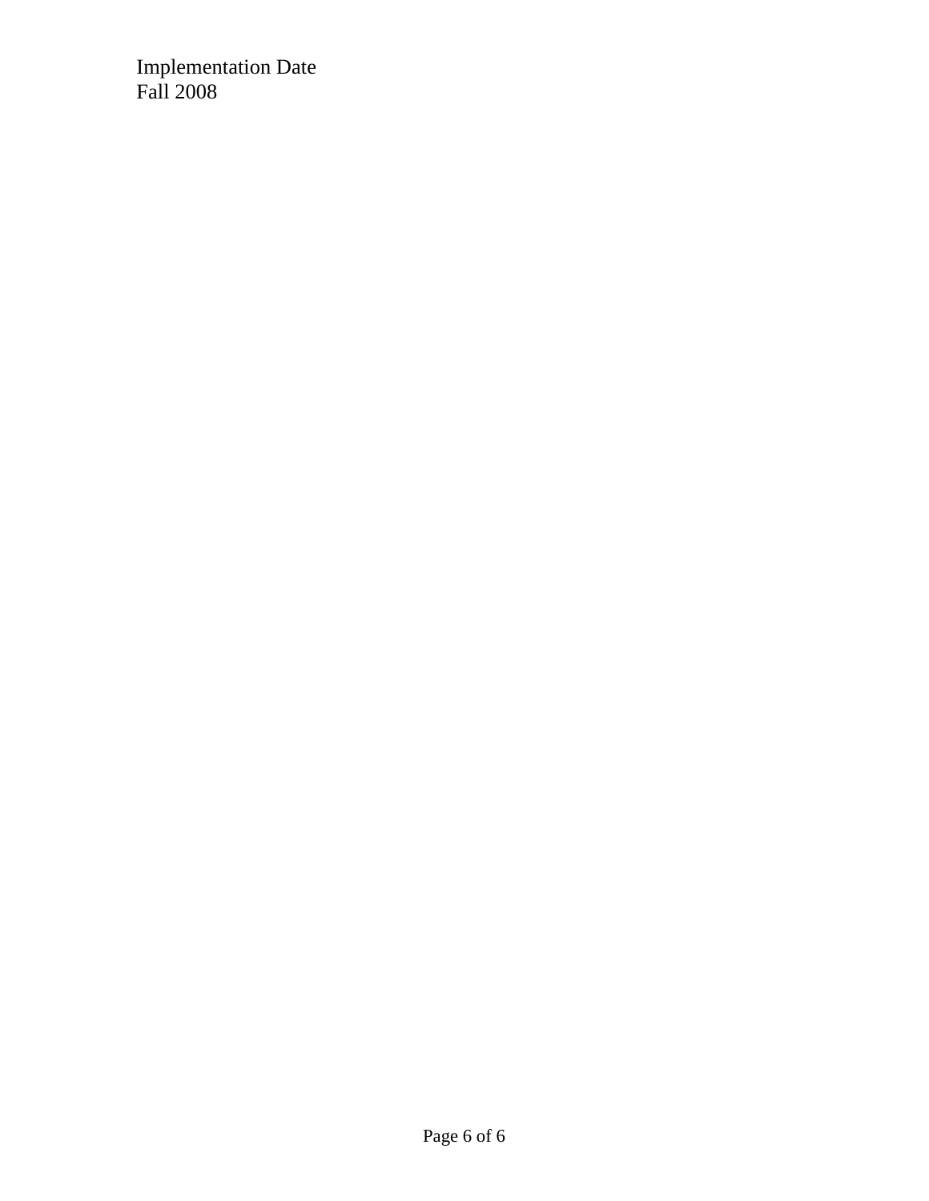Implementation Date
Fall 2008